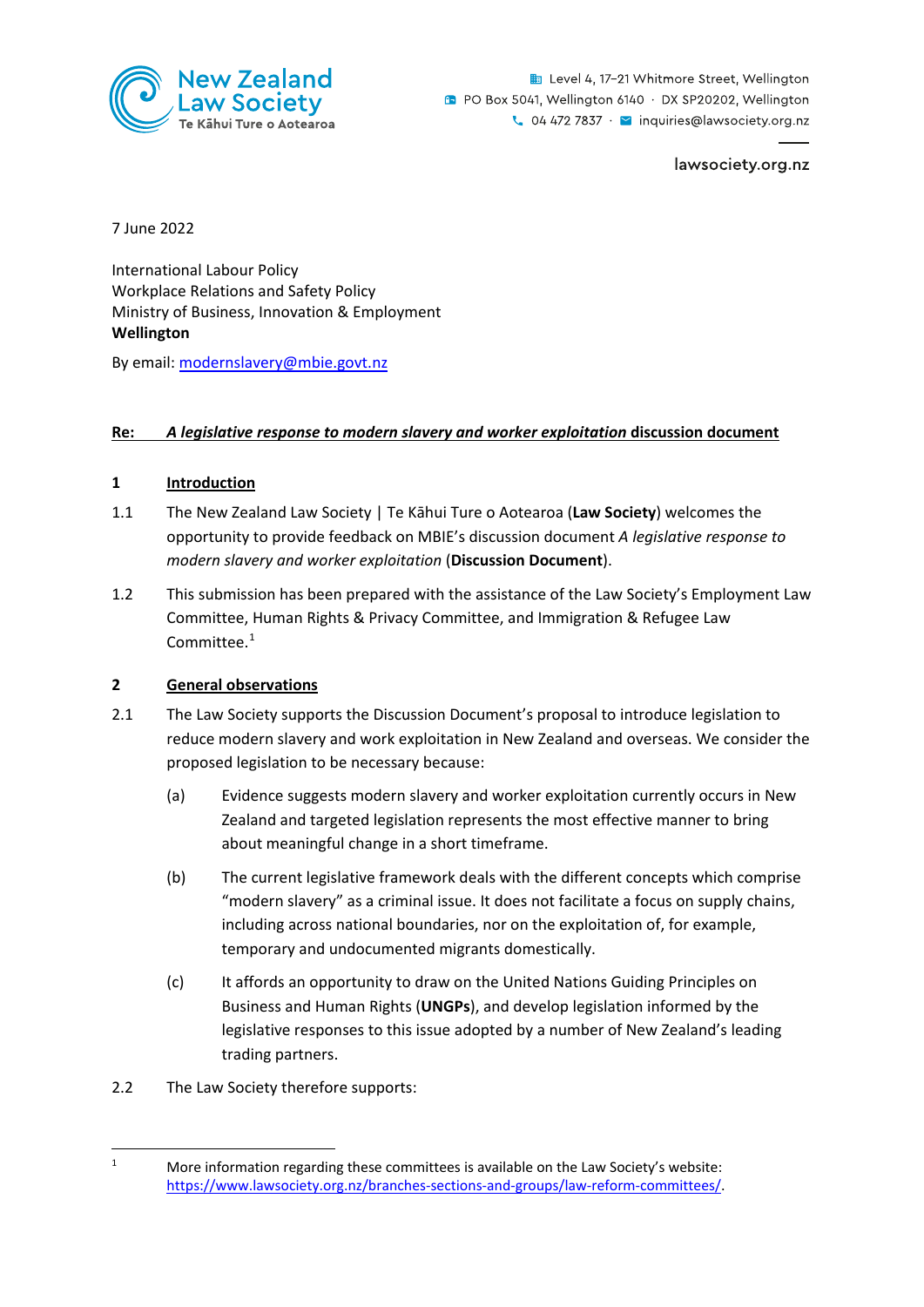New Zealand Law Society
Te Kāhui Ture o Aotearoa

Level 4, 17–21 Whitmore Street, Wellington
PO Box 5041, Wellington 6140 · DX SP20202, Wellington
04 472 7837 · inquiries@lawsociety.org.nz

lawsociety.org.nz

7 June 2022

International Labour Policy
Workplace Relations and Safety Policy
Ministry of Business, Innovation & Employment
**Wellington**

By email: modernslavery@mbie.govt.nz

**Re: *A legislative response to modern slavery and worker exploitation* discussion document**

## 1 Introduction

1.1 The New Zealand Law Society | Te Kāhui Ture o Aotearoa (**Law Society**) welcomes the opportunity to provide feedback on MBIE's discussion document *A legislative response to modern slavery and worker exploitation* (**Discussion Document**).

1.2 This submission has been prepared with the assistance of the Law Society's Employment Law Committee, Human Rights & Privacy Committee, and Immigration & Refugee Law Committee.[1]

## 2 General observations

2.1 The Law Society supports the Discussion Document's proposal to introduce legislation to reduce modern slavery and work exploitation in New Zealand and overseas. We consider the proposed legislation to be necessary because:

(a) Evidence suggests modern slavery and worker exploitation currently occurs in New Zealand and targeted legislation represents the most effective manner to bring about meaningful change in a short timeframe.

(b) The current legislative framework deals with the different concepts which comprise "modern slavery" as a criminal issue. It does not facilitate a focus on supply chains, including across national boundaries, nor on the exploitation of, for example, temporary and undocumented migrants domestically.

(c) It affords an opportunity to draw on the United Nations Guiding Principles on Business and Human Rights (**UNGPs**), and develop legislation informed by the legislative responses to this issue adopted by a number of New Zealand's leading trading partners.

2.2 The Law Society therefore supports:

---

[1] More information regarding these committees is available on the Law Society's website: https://www.lawsociety.org.nz/branches-sections-and-groups/law-reform-committees/.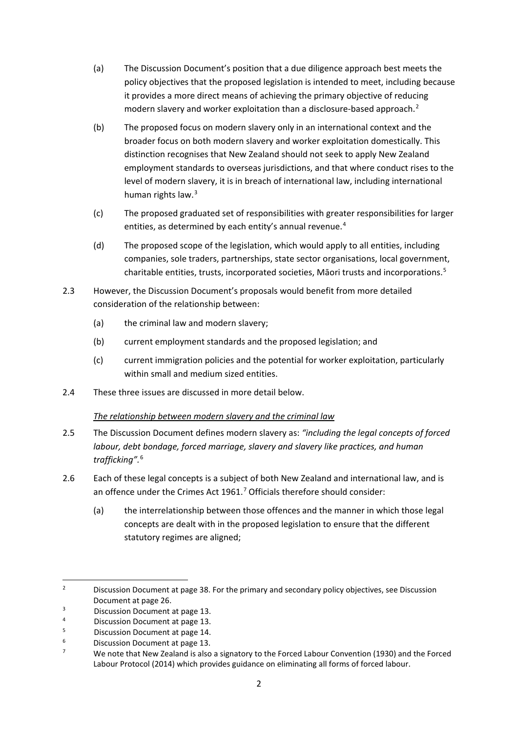(a) The Discussion Document's position that a due diligence approach best meets the policy objectives that the proposed legislation is intended to meet, including because it provides a more direct means of achieving the primary objective of reducing modern slavery and worker exploitation than a disclosure-based approach.[2]

(b) The proposed focus on modern slavery only in an international context and the broader focus on both modern slavery and worker exploitation domestically. This distinction recognises that New Zealand should not seek to apply New Zealand employment standards to overseas jurisdictions, and that where conduct rises to the level of modern slavery, it is in breach of international law, including international human rights law.[3]

(c) The proposed graduated set of responsibilities with greater responsibilities for larger entities, as determined by each entity's annual revenue.[4]

(d) The proposed scope of the legislation, which would apply to all entities, including companies, sole traders, partnerships, state sector organisations, local government, charitable entities, trusts, incorporated societies, Māori trusts and incorporations.[5]

2.3 However, the Discussion Document's proposals would benefit from more detailed consideration of the relationship between:

(a) the criminal law and modern slavery;

(b) current employment standards and the proposed legislation; and

(c) current immigration policies and the potential for worker exploitation, particularly within small and medium sized entities.

2.4 These three issues are discussed in more detail below.

*<u>The relationship between modern slavery and the criminal law</u>*

2.5 The Discussion Document defines modern slavery as: *"including the legal concepts of forced labour, debt bondage, forced marriage, slavery and slavery like practices, and human trafficking"*.[6]

2.6 Each of these legal concepts is a subject of both New Zealand and international law, and is an offence under the Crimes Act 1961.[7] Officials therefore should consider:

(a) the interrelationship between those offences and the manner in which those legal concepts are dealt with in the proposed legislation to ensure that the different statutory regimes are aligned;

---

[2] Discussion Document at page 38. For the primary and secondary policy objectives, see Discussion Document at page 26.

[3] Discussion Document at page 13.

[4] Discussion Document at page 13.

[5] Discussion Document at page 14.

[6] Discussion Document at page 13.

[7] We note that New Zealand is also a signatory to the Forced Labour Convention (1930) and the Forced Labour Protocol (2014) which provides guidance on eliminating all forms of forced labour.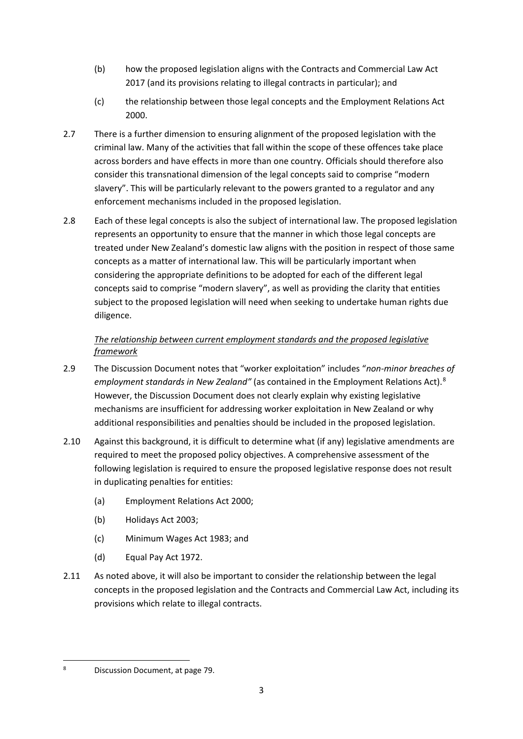(b) how the proposed legislation aligns with the Contracts and Commercial Law Act 2017 (and its provisions relating to illegal contracts in particular); and

(c) the relationship between those legal concepts and the Employment Relations Act 2000.

2.7 There is a further dimension to ensuring alignment of the proposed legislation with the criminal law. Many of the activities that fall within the scope of these offences take place across borders and have effects in more than one country. Officials should therefore also consider this transnational dimension of the legal concepts said to comprise "modern slavery". This will be particularly relevant to the powers granted to a regulator and any enforcement mechanisms included in the proposed legislation.

2.8 Each of these legal concepts is also the subject of international law. The proposed legislation represents an opportunity to ensure that the manner in which those legal concepts are treated under New Zealand's domestic law aligns with the position in respect of those same concepts as a matter of international law. This will be particularly important when considering the appropriate definitions to be adopted for each of the different legal concepts said to comprise "modern slavery", as well as providing the clarity that entities subject to the proposed legislation will need when seeking to undertake human rights due diligence.

*<u>The relationship between current employment standards and the proposed legislative framework</u>*

2.9 The Discussion Document notes that "worker exploitation" includes "*non-minor breaches of employment standards in New Zealand"* (as contained in the Employment Relations Act).[8] However, the Discussion Document does not clearly explain why existing legislative mechanisms are insufficient for addressing worker exploitation in New Zealand or why additional responsibilities and penalties should be included in the proposed legislation.

2.10 Against this background, it is difficult to determine what (if any) legislative amendments are required to meet the proposed policy objectives. A comprehensive assessment of the following legislation is required to ensure the proposed legislative response does not result in duplicating penalties for entities:

(a) Employment Relations Act 2000;

(b) Holidays Act 2003;

(c) Minimum Wages Act 1983; and

(d) Equal Pay Act 1972.

2.11 As noted above, it will also be important to consider the relationship between the legal concepts in the proposed legislation and the Contracts and Commercial Law Act, including its provisions which relate to illegal contracts.

---

[8] Discussion Document, at page 79.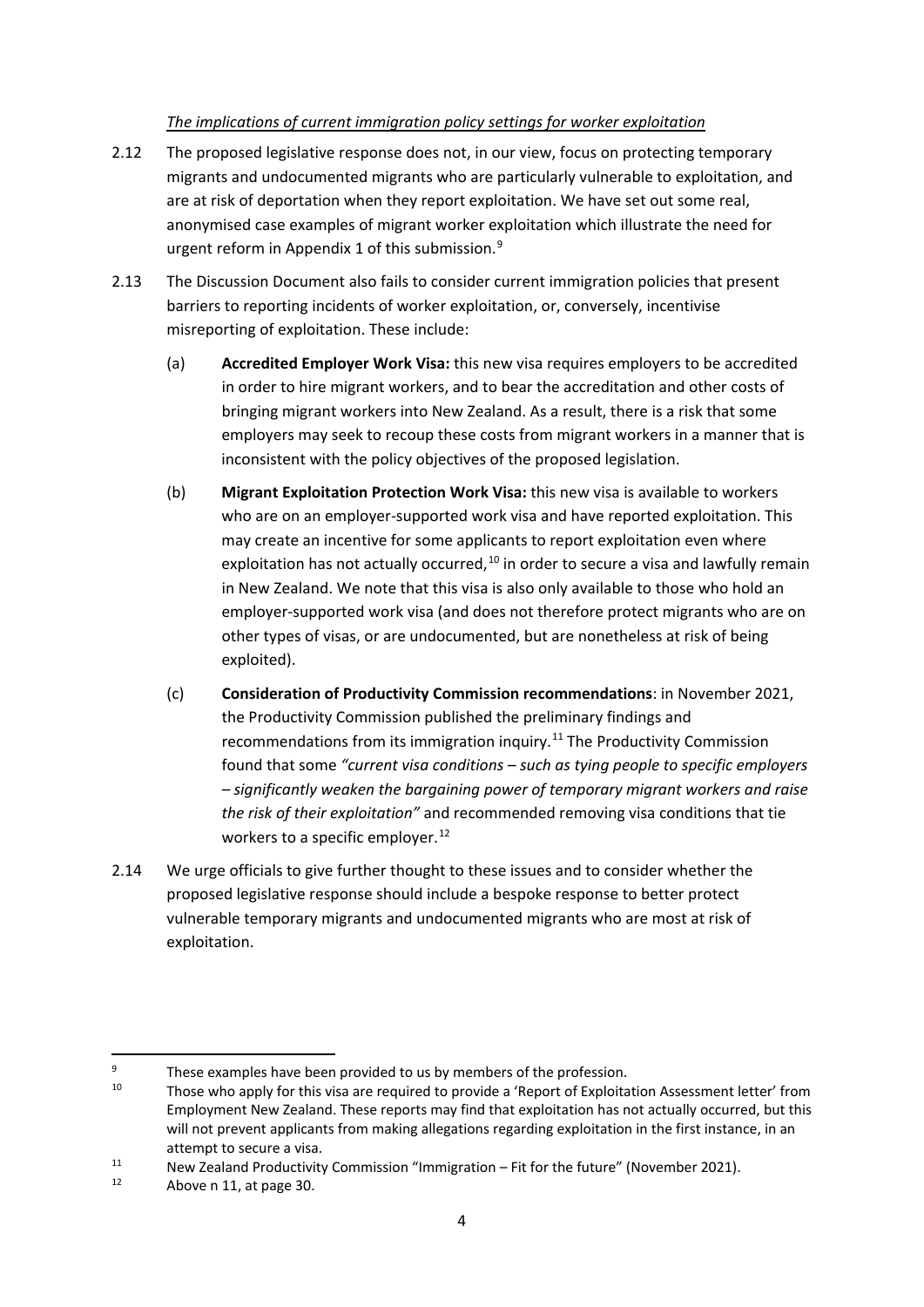*The implications of current immigration policy settings for worker exploitation*

2.12 The proposed legislative response does not, in our view, focus on protecting temporary migrants and undocumented migrants who are particularly vulnerable to exploitation, and are at risk of deportation when they report exploitation. We have set out some real, anonymised case examples of migrant worker exploitation which illustrate the need for urgent reform in Appendix 1 of this submission.[9]

2.13 The Discussion Document also fails to consider current immigration policies that present barriers to reporting incidents of worker exploitation, or, conversely, incentivise misreporting of exploitation. These include:

(a) **Accredited Employer Work Visa:** this new visa requires employers to be accredited in order to hire migrant workers, and to bear the accreditation and other costs of bringing migrant workers into New Zealand. As a result, there is a risk that some employers may seek to recoup these costs from migrant workers in a manner that is inconsistent with the policy objectives of the proposed legislation.

(b) **Migrant Exploitation Protection Work Visa:** this new visa is available to workers who are on an employer-supported work visa and have reported exploitation. This may create an incentive for some applicants to report exploitation even where exploitation has not actually occurred,[10] in order to secure a visa and lawfully remain in New Zealand. We note that this visa is also only available to those who hold an employer-supported work visa (and does not therefore protect migrants who are on other types of visas, or are undocumented, but are nonetheless at risk of being exploited).

(c) **Consideration of Productivity Commission recommendations**: in November 2021, the Productivity Commission published the preliminary findings and recommendations from its immigration inquiry.[11] The Productivity Commission found that some *"current visa conditions – such as tying people to specific employers – significantly weaken the bargaining power of temporary migrant workers and raise the risk of their exploitation"* and recommended removing visa conditions that tie workers to a specific employer.[12]

2.14 We urge officials to give further thought to these issues and to consider whether the proposed legislative response should include a bespoke response to better protect vulnerable temporary migrants and undocumented migrants who are most at risk of exploitation.

---

[9] These examples have been provided to us by members of the profession.

[10] Those who apply for this visa are required to provide a 'Report of Exploitation Assessment letter' from Employment New Zealand. These reports may find that exploitation has not actually occurred, but this will not prevent applicants from making allegations regarding exploitation in the first instance, in an attempt to secure a visa.

[11] New Zealand Productivity Commission "Immigration – Fit for the future" (November 2021).

[12] Above n 11, at page 30.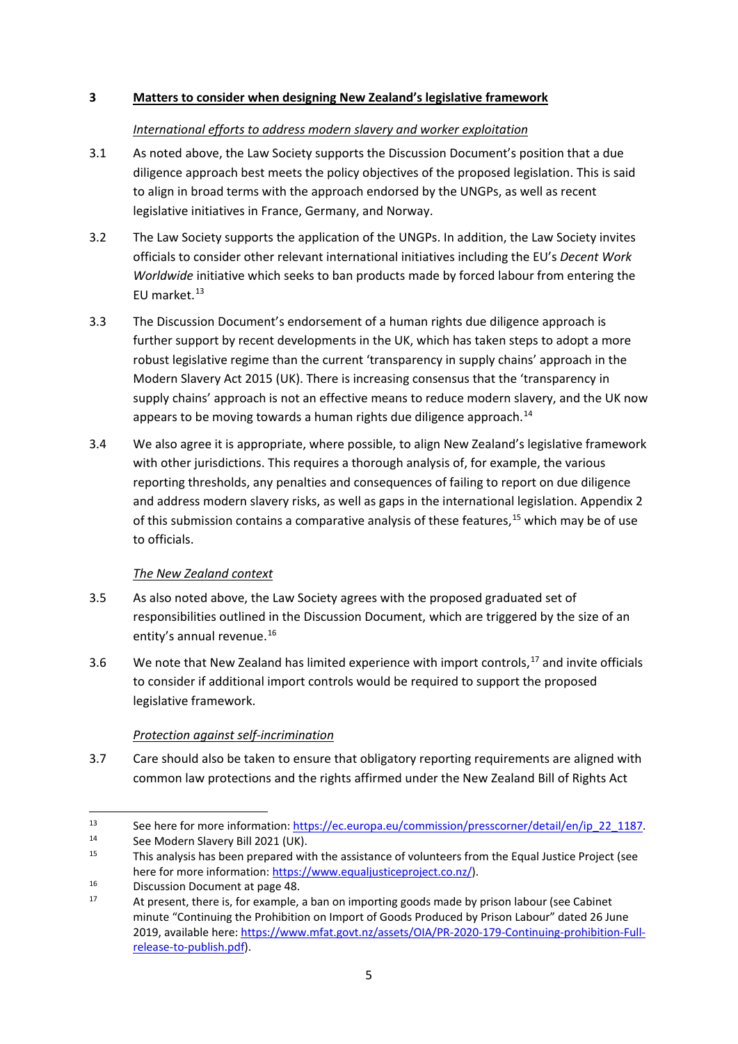## 3 Matters to consider when designing New Zealand's legislative framework

*International efforts to address modern slavery and worker exploitation*

3.1 As noted above, the Law Society supports the Discussion Document's position that a due diligence approach best meets the policy objectives of the proposed legislation. This is said to align in broad terms with the approach endorsed by the UNGPs, as well as recent legislative initiatives in France, Germany, and Norway.

3.2 The Law Society supports the application of the UNGPs. In addition, the Law Society invites officials to consider other relevant international initiatives including the EU's *Decent Work Worldwide* initiative which seeks to ban products made by forced labour from entering the EU market.[13]

3.3 The Discussion Document's endorsement of a human rights due diligence approach is further support by recent developments in the UK, which has taken steps to adopt a more robust legislative regime than the current 'transparency in supply chains' approach in the Modern Slavery Act 2015 (UK). There is increasing consensus that the 'transparency in supply chains' approach is not an effective means to reduce modern slavery, and the UK now appears to be moving towards a human rights due diligence approach.[14]

3.4 We also agree it is appropriate, where possible, to align New Zealand's legislative framework with other jurisdictions. This requires a thorough analysis of, for example, the various reporting thresholds, any penalties and consequences of failing to report on due diligence and address modern slavery risks, as well as gaps in the international legislation. Appendix 2 of this submission contains a comparative analysis of these features,[15] which may be of use to officials.

*The New Zealand context*

3.5 As also noted above, the Law Society agrees with the proposed graduated set of responsibilities outlined in the Discussion Document, which are triggered by the size of an entity's annual revenue.[16]

3.6 We note that New Zealand has limited experience with import controls,[17] and invite officials to consider if additional import controls would be required to support the proposed legislative framework.

*Protection against self-incrimination*

3.7 Care should also be taken to ensure that obligatory reporting requirements are aligned with common law protections and the rights affirmed under the New Zealand Bill of Rights Act

---

[13] See here for more information: https://ec.europa.eu/commission/presscorner/detail/en/ip_22_1187.

[14] See Modern Slavery Bill 2021 (UK).

[15] This analysis has been prepared with the assistance of volunteers from the Equal Justice Project (see here for more information: https://www.equaljusticeproject.co.nz/).

[16] Discussion Document at page 48.

[17] At present, there is, for example, a ban on importing goods made by prison labour (see Cabinet minute "Continuing the Prohibition on Import of Goods Produced by Prison Labour" dated 26 June 2019, available here: https://www.mfat.govt.nz/assets/OIA/PR-2020-179-Continuing-prohibition-Full-release-to-publish.pdf).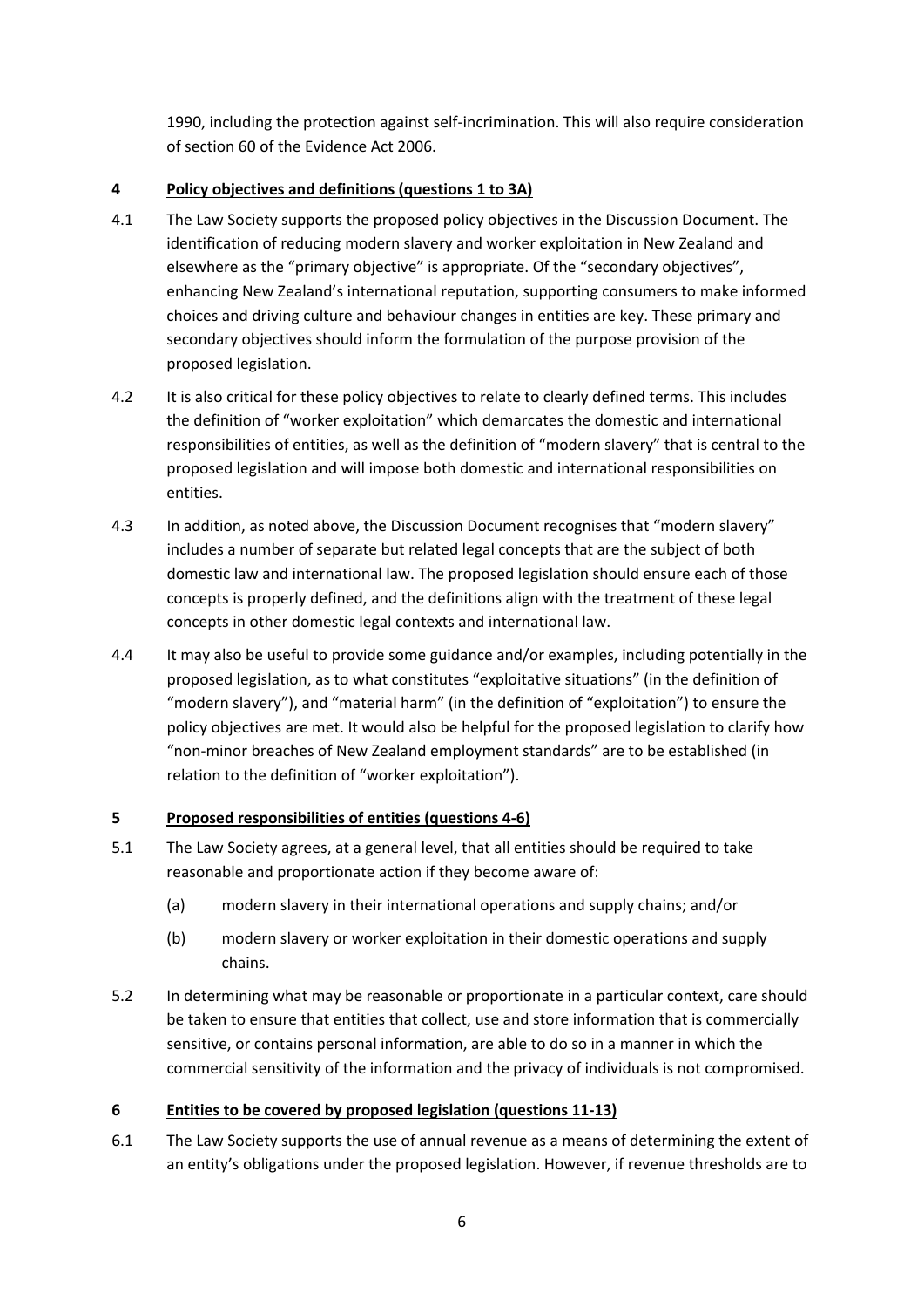1990, including the protection against self-incrimination. This will also require consideration of section 60 of the Evidence Act 2006.

## 4 Policy objectives and definitions (questions 1 to 3A)

4.1 The Law Society supports the proposed policy objectives in the Discussion Document. The identification of reducing modern slavery and worker exploitation in New Zealand and elsewhere as the "primary objective" is appropriate. Of the "secondary objectives", enhancing New Zealand's international reputation, supporting consumers to make informed choices and driving culture and behaviour changes in entities are key. These primary and secondary objectives should inform the formulation of the purpose provision of the proposed legislation.

4.2 It is also critical for these policy objectives to relate to clearly defined terms. This includes the definition of "worker exploitation" which demarcates the domestic and international responsibilities of entities, as well as the definition of "modern slavery" that is central to the proposed legislation and will impose both domestic and international responsibilities on entities.

4.3 In addition, as noted above, the Discussion Document recognises that "modern slavery" includes a number of separate but related legal concepts that are the subject of both domestic law and international law. The proposed legislation should ensure each of those concepts is properly defined, and the definitions align with the treatment of these legal concepts in other domestic legal contexts and international law.

4.4 It may also be useful to provide some guidance and/or examples, including potentially in the proposed legislation, as to what constitutes "exploitative situations" (in the definition of "modern slavery"), and "material harm" (in the definition of "exploitation") to ensure the policy objectives are met. It would also be helpful for the proposed legislation to clarify how "non-minor breaches of New Zealand employment standards" are to be established (in relation to the definition of "worker exploitation").

## 5 Proposed responsibilities of entities (questions 4-6)

5.1 The Law Society agrees, at a general level, that all entities should be required to take reasonable and proportionate action if they become aware of:

(a) modern slavery in their international operations and supply chains; and/or

(b) modern slavery or worker exploitation in their domestic operations and supply chains.

5.2 In determining what may be reasonable or proportionate in a particular context, care should be taken to ensure that entities that collect, use and store information that is commercially sensitive, or contains personal information, are able to do so in a manner in which the commercial sensitivity of the information and the privacy of individuals is not compromised.

## 6 Entities to be covered by proposed legislation (questions 11-13)

6.1 The Law Society supports the use of annual revenue as a means of determining the extent of an entity's obligations under the proposed legislation. However, if revenue thresholds are to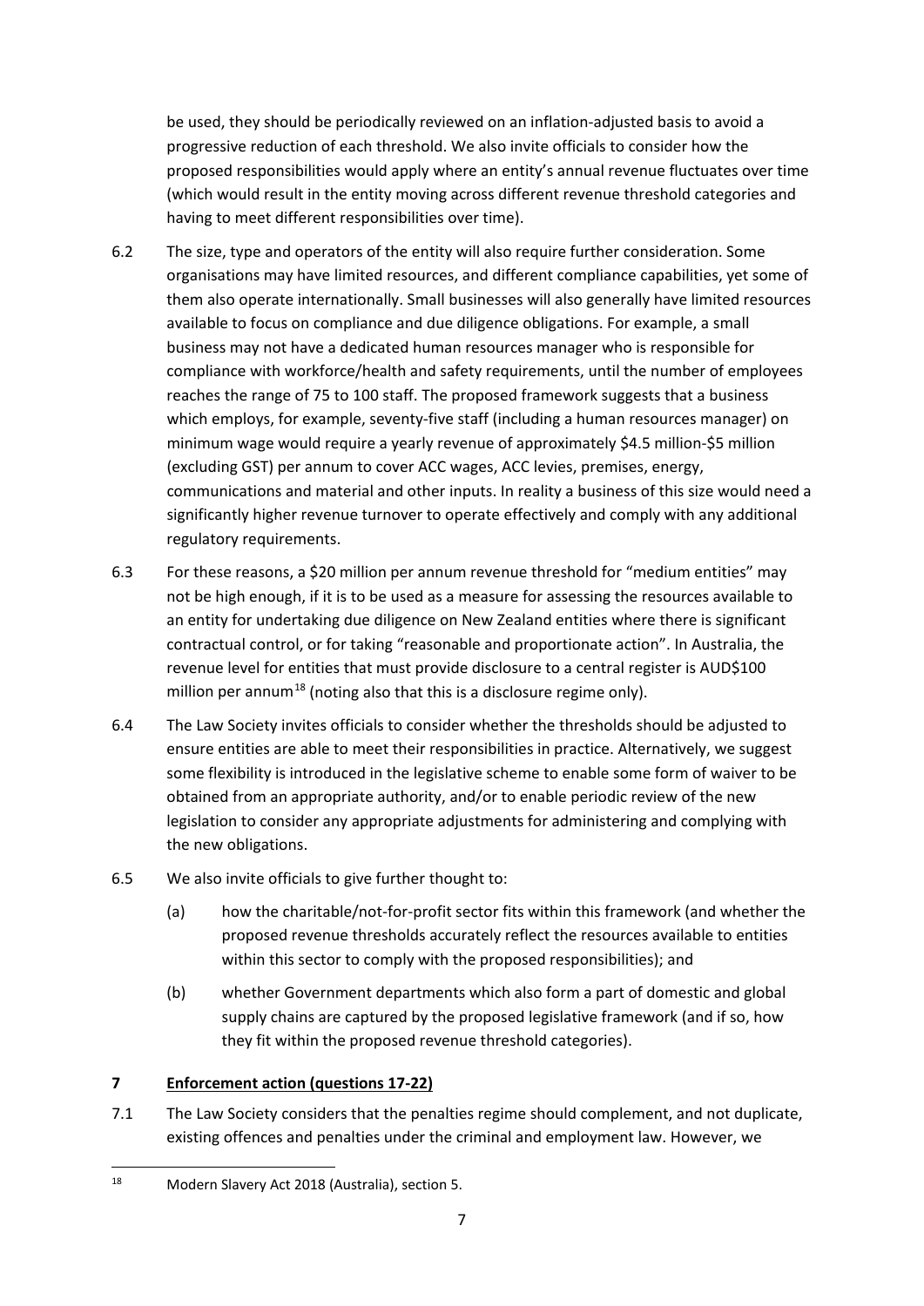be used, they should be periodically reviewed on an inflation-adjusted basis to avoid a progressive reduction of each threshold. We also invite officials to consider how the proposed responsibilities would apply where an entity's annual revenue fluctuates over time (which would result in the entity moving across different revenue threshold categories and having to meet different responsibilities over time).

6.2 The size, type and operators of the entity will also require further consideration. Some organisations may have limited resources, and different compliance capabilities, yet some of them also operate internationally. Small businesses will also generally have limited resources available to focus on compliance and due diligence obligations. For example, a small business may not have a dedicated human resources manager who is responsible for compliance with workforce/health and safety requirements, until the number of employees reaches the range of 75 to 100 staff. The proposed framework suggests that a business which employs, for example, seventy-five staff (including a human resources manager) on minimum wage would require a yearly revenue of approximately $4.5 million-$5 million (excluding GST) per annum to cover ACC wages, ACC levies, premises, energy, communications and material and other inputs. In reality a business of this size would need a significantly higher revenue turnover to operate effectively and comply with any additional regulatory requirements.

6.3 For these reasons, a $20 million per annum revenue threshold for "medium entities" may not be high enough, if it is to be used as a measure for assessing the resources available to an entity for undertaking due diligence on New Zealand entities where there is significant contractual control, or for taking "reasonable and proportionate action". In Australia, the revenue level for entities that must provide disclosure to a central register is AUD$100 million per annum[18] (noting also that this is a disclosure regime only).

6.4 The Law Society invites officials to consider whether the thresholds should be adjusted to ensure entities are able to meet their responsibilities in practice. Alternatively, we suggest some flexibility is introduced in the legislative scheme to enable some form of waiver to be obtained from an appropriate authority, and/or to enable periodic review of the new legislation to consider any appropriate adjustments for administering and complying with the new obligations.

6.5 We also invite officials to give further thought to:

(a) how the charitable/not-for-profit sector fits within this framework (and whether the proposed revenue thresholds accurately reflect the resources available to entities within this sector to comply with the proposed responsibilities); and

(b) whether Government departments which also form a part of domestic and global supply chains are captured by the proposed legislative framework (and if so, how they fit within the proposed revenue threshold categories).

## 7 Enforcement action (questions 17-22)

7.1 The Law Society considers that the penalties regime should complement, and not duplicate, existing offences and penalties under the criminal and employment law. However, we

---

[18] Modern Slavery Act 2018 (Australia), section 5.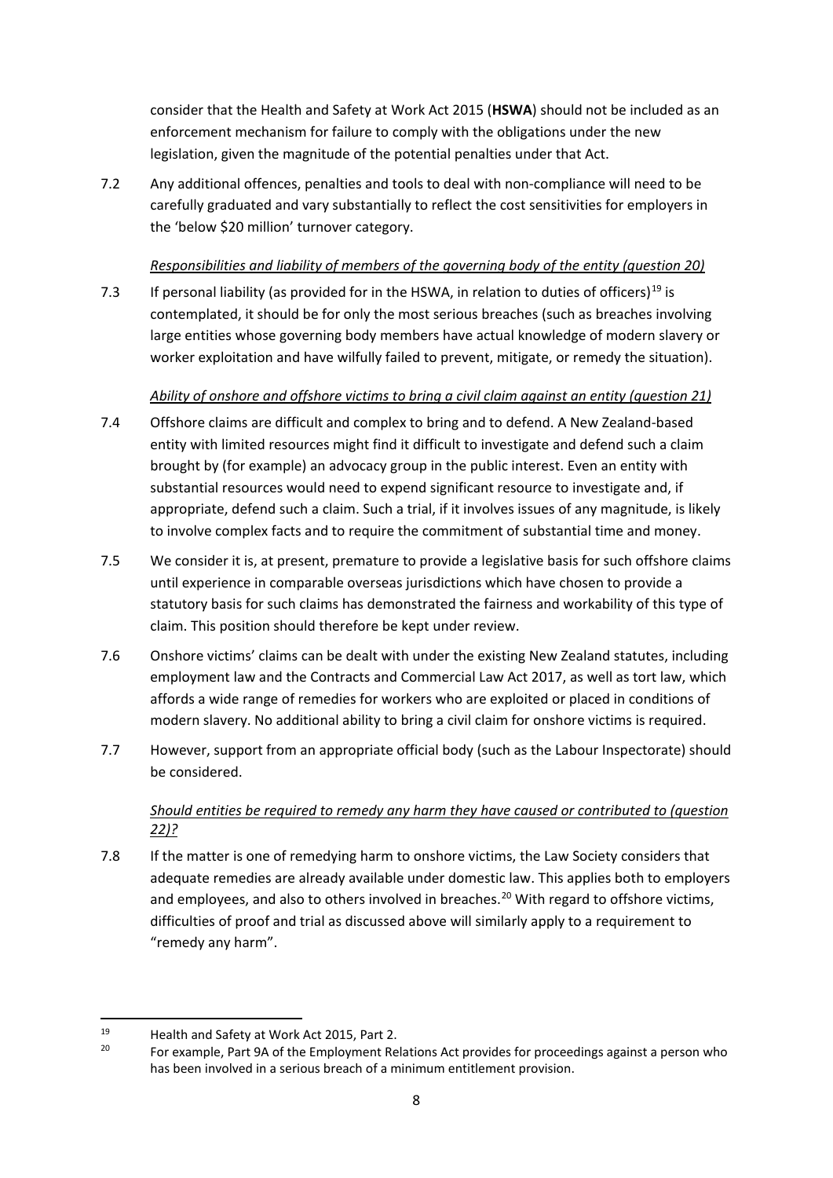consider that the Health and Safety at Work Act 2015 (**HSWA**) should not be included as an enforcement mechanism for failure to comply with the obligations under the new legislation, given the magnitude of the potential penalties under that Act.

7.2 Any additional offences, penalties and tools to deal with non-compliance will need to be carefully graduated and vary substantially to reflect the cost sensitivities for employers in the 'below $20 million' turnover category.

*Responsibilities and liability of members of the governing body of the entity (question 20)*

7.3 If personal liability (as provided for in the HSWA, in relation to duties of officers)[19] is contemplated, it should be for only the most serious breaches (such as breaches involving large entities whose governing body members have actual knowledge of modern slavery or worker exploitation and have wilfully failed to prevent, mitigate, or remedy the situation).

*Ability of onshore and offshore victims to bring a civil claim against an entity (question 21)*

7.4 Offshore claims are difficult and complex to bring and to defend. A New Zealand-based entity with limited resources might find it difficult to investigate and defend such a claim brought by (for example) an advocacy group in the public interest. Even an entity with substantial resources would need to expend significant resource to investigate and, if appropriate, defend such a claim. Such a trial, if it involves issues of any magnitude, is likely to involve complex facts and to require the commitment of substantial time and money.

7.5 We consider it is, at present, premature to provide a legislative basis for such offshore claims until experience in comparable overseas jurisdictions which have chosen to provide a statutory basis for such claims has demonstrated the fairness and workability of this type of claim. This position should therefore be kept under review.

7.6 Onshore victims' claims can be dealt with under the existing New Zealand statutes, including employment law and the Contracts and Commercial Law Act 2017, as well as tort law, which affords a wide range of remedies for workers who are exploited or placed in conditions of modern slavery. No additional ability to bring a civil claim for onshore victims is required.

7.7 However, support from an appropriate official body (such as the Labour Inspectorate) should be considered.

*Should entities be required to remedy any harm they have caused or contributed to (question 22)?*

7.8 If the matter is one of remedying harm to onshore victims, the Law Society considers that adequate remedies are already available under domestic law. This applies both to employers and employees, and also to others involved in breaches.[20] With regard to offshore victims, difficulties of proof and trial as discussed above will similarly apply to a requirement to "remedy any harm".

---

[19] Health and Safety at Work Act 2015, Part 2.

[20] For example, Part 9A of the Employment Relations Act provides for proceedings against a person who has been involved in a serious breach of a minimum entitlement provision.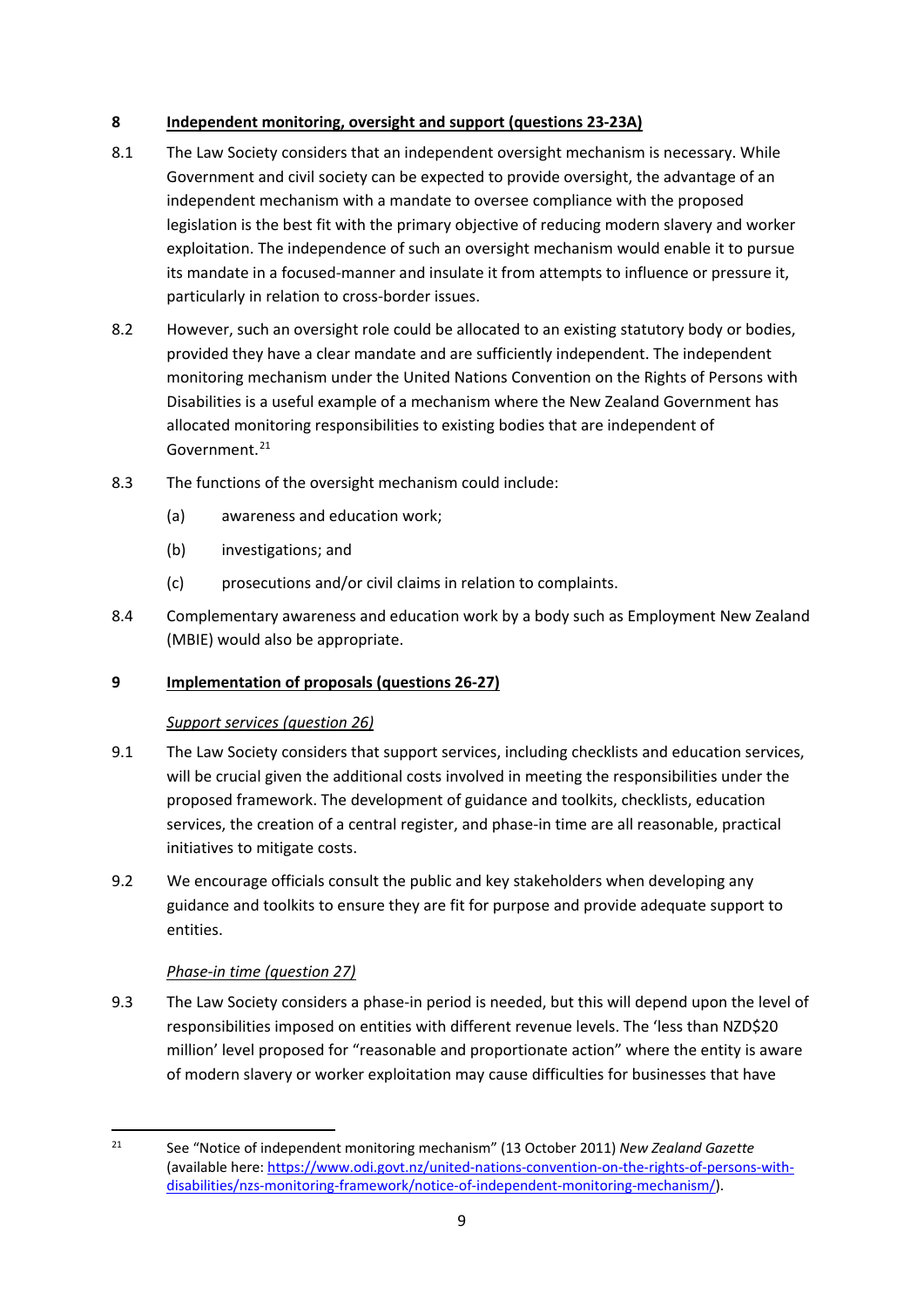## 8 Independent monitoring, oversight and support (questions 23-23A)

8.1 The Law Society considers that an independent oversight mechanism is necessary. While Government and civil society can be expected to provide oversight, the advantage of an independent mechanism with a mandate to oversee compliance with the proposed legislation is the best fit with the primary objective of reducing modern slavery and worker exploitation. The independence of such an oversight mechanism would enable it to pursue its mandate in a focused-manner and insulate it from attempts to influence or pressure it, particularly in relation to cross-border issues.

8.2 However, such an oversight role could be allocated to an existing statutory body or bodies, provided they have a clear mandate and are sufficiently independent. The independent monitoring mechanism under the United Nations Convention on the Rights of Persons with Disabilities is a useful example of a mechanism where the New Zealand Government has allocated monitoring responsibilities to existing bodies that are independent of Government.[21]

8.3 The functions of the oversight mechanism could include:

(a) awareness and education work;

(b) investigations; and

(c) prosecutions and/or civil claims in relation to complaints.

8.4 Complementary awareness and education work by a body such as Employment New Zealand (MBIE) would also be appropriate.

## 9 Implementation of proposals (questions 26-27)

*Support services (question 26)*

9.1 The Law Society considers that support services, including checklists and education services, will be crucial given the additional costs involved in meeting the responsibilities under the proposed framework. The development of guidance and toolkits, checklists, education services, the creation of a central register, and phase-in time are all reasonable, practical initiatives to mitigate costs.

9.2 We encourage officials consult the public and key stakeholders when developing any guidance and toolkits to ensure they are fit for purpose and provide adequate support to entities.

*Phase-in time (question 27)*

9.3 The Law Society considers a phase-in period is needed, but this will depend upon the level of responsibilities imposed on entities with different revenue levels. The 'less than NZD$20 million' level proposed for "reasonable and proportionate action" where the entity is aware of modern slavery or worker exploitation may cause difficulties for businesses that have

---

[21] See "Notice of independent monitoring mechanism" (13 October 2011) *New Zealand Gazette* (available here: [https://www.odi.govt.nz/united-nations-convention-on-the-rights-of-persons-with-disabilities/nzs-monitoring-framework/notice-of-independent-monitoring-mechanism/](https://www.odi.govt.nz/united-nations-convention-on-the-rights-of-persons-with-disabilities/nzs-monitoring-framework/notice-of-independent-monitoring-mechanism/)).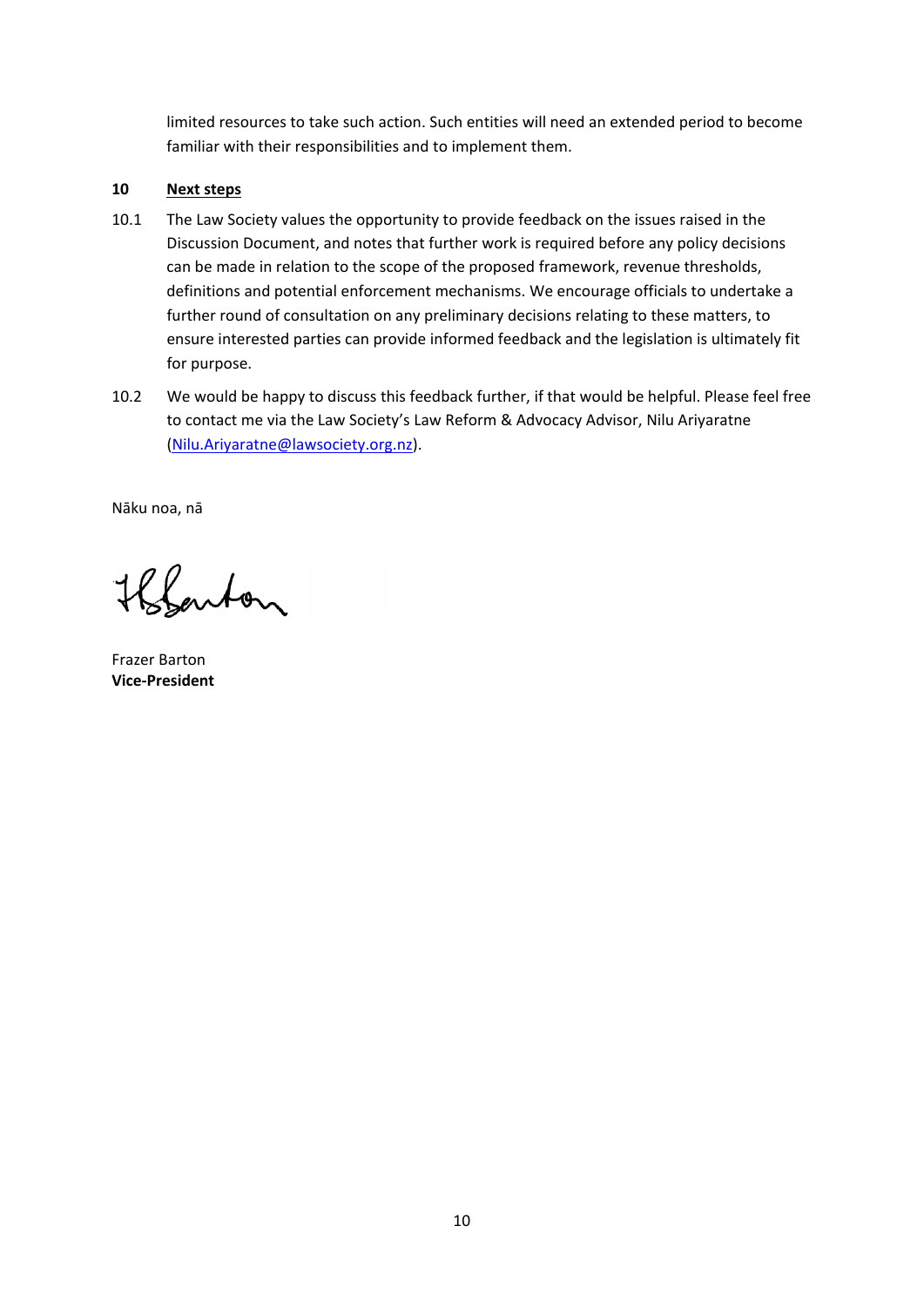limited resources to take such action. Such entities will need an extended period to become familiar with their responsibilities and to implement them.

## 10 Next steps

10.1 The Law Society values the opportunity to provide feedback on the issues raised in the Discussion Document, and notes that further work is required before any policy decisions can be made in relation to the scope of the proposed framework, revenue thresholds, definitions and potential enforcement mechanisms. We encourage officials to undertake a further round of consultation on any preliminary decisions relating to these matters, to ensure interested parties can provide informed feedback and the legislation is ultimately fit for purpose.

10.2 We would be happy to discuss this feedback further, if that would be helpful. Please feel free to contact me via the Law Society's Law Reform & Advocacy Advisor, Nilu Ariyaratne (Nilu.Ariyaratne@lawsociety.org.nz).

Nāku noa, nā

Frazer Barton
**Vice-President**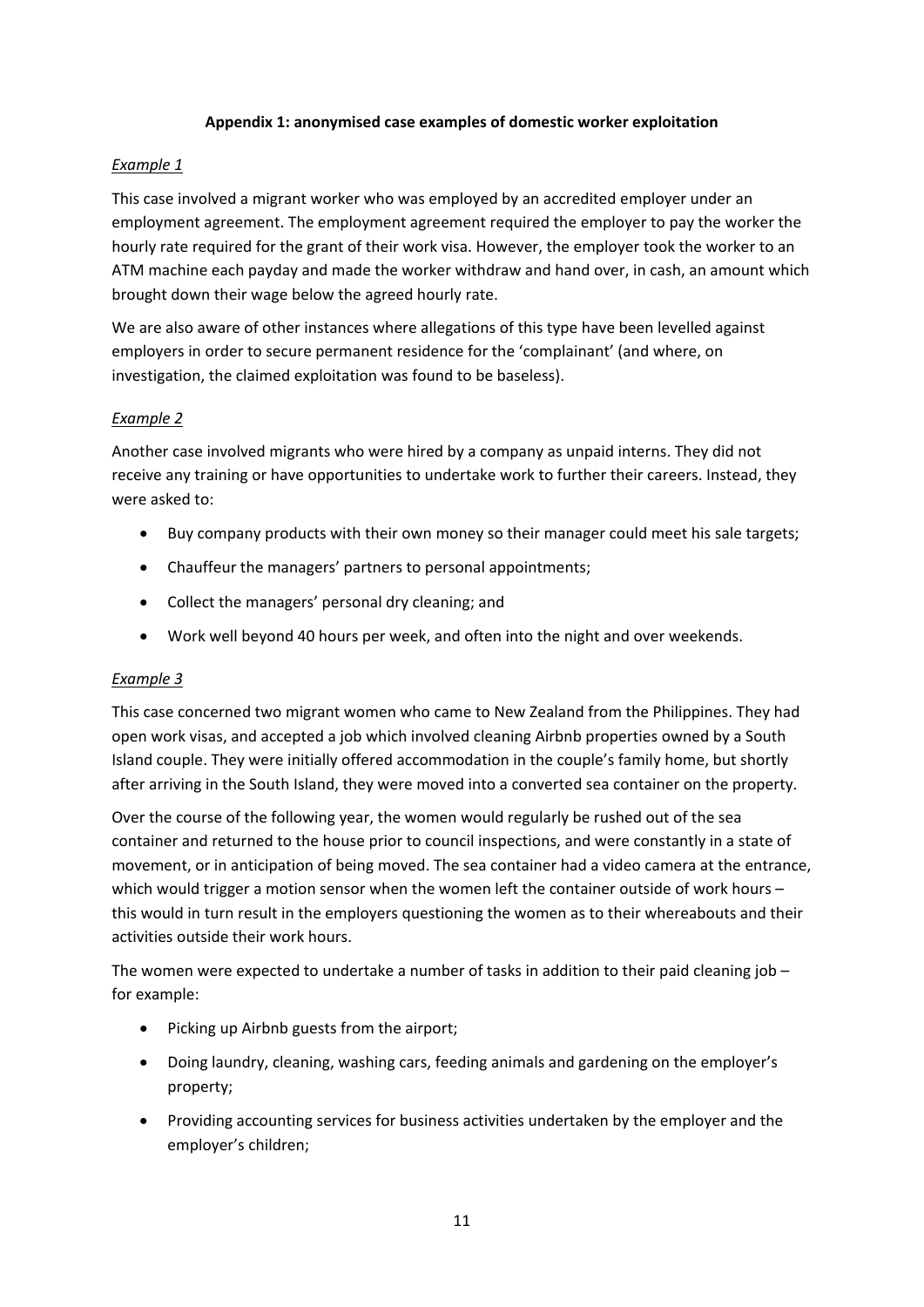**Appendix 1: anonymised case examples of domestic worker exploitation**

*Example 1*

This case involved a migrant worker who was employed by an accredited employer under an employment agreement. The employment agreement required the employer to pay the worker the hourly rate required for the grant of their work visa. However, the employer took the worker to an ATM machine each payday and made the worker withdraw and hand over, in cash, an amount which brought down their wage below the agreed hourly rate.

We are also aware of other instances where allegations of this type have been levelled against employers in order to secure permanent residence for the 'complainant' (and where, on investigation, the claimed exploitation was found to be baseless).

*Example 2*

Another case involved migrants who were hired by a company as unpaid interns. They did not receive any training or have opportunities to undertake work to further their careers. Instead, they were asked to:

- Buy company products with their own money so their manager could meet his sale targets;
- Chauffeur the managers' partners to personal appointments;
- Collect the managers' personal dry cleaning; and
- Work well beyond 40 hours per week, and often into the night and over weekends.

*Example 3*

This case concerned two migrant women who came to New Zealand from the Philippines. They had open work visas, and accepted a job which involved cleaning Airbnb properties owned by a South Island couple. They were initially offered accommodation in the couple's family home, but shortly after arriving in the South Island, they were moved into a converted sea container on the property.

Over the course of the following year, the women would regularly be rushed out of the sea container and returned to the house prior to council inspections, and were constantly in a state of movement, or in anticipation of being moved. The sea container had a video camera at the entrance, which would trigger a motion sensor when the women left the container outside of work hours – this would in turn result in the employers questioning the women as to their whereabouts and their activities outside their work hours.

The women were expected to undertake a number of tasks in addition to their paid cleaning job – for example:

- Picking up Airbnb guests from the airport;
- Doing laundry, cleaning, washing cars, feeding animals and gardening on the employer's property;
- Providing accounting services for business activities undertaken by the employer and the employer's children;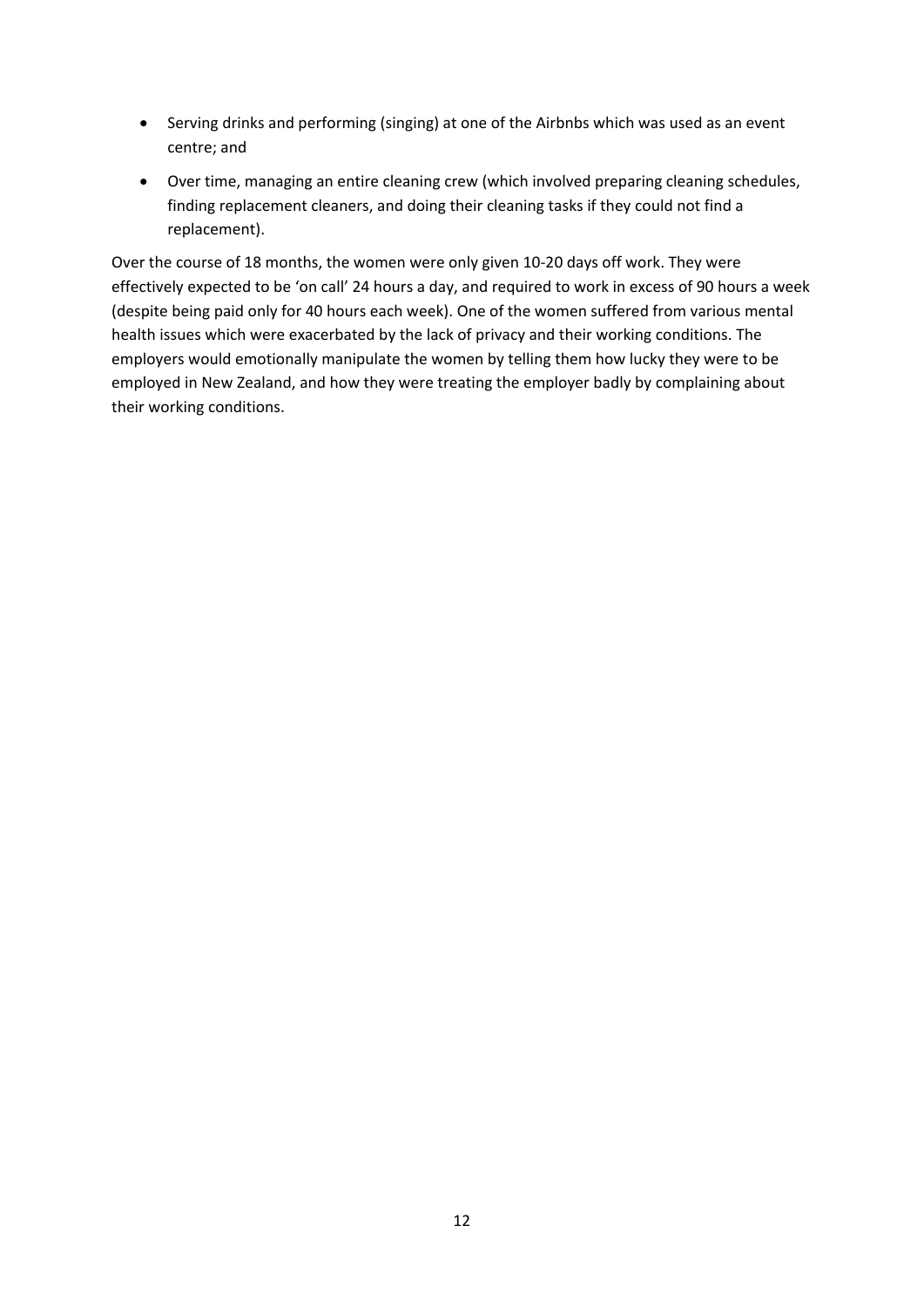- Serving drinks and performing (singing) at one of the Airbnbs which was used as an event centre; and
- Over time, managing an entire cleaning crew (which involved preparing cleaning schedules, finding replacement cleaners, and doing their cleaning tasks if they could not find a replacement).

Over the course of 18 months, the women were only given 10-20 days off work. They were effectively expected to be 'on call' 24 hours a day, and required to work in excess of 90 hours a week (despite being paid only for 40 hours each week). One of the women suffered from various mental health issues which were exacerbated by the lack of privacy and their working conditions. The employers would emotionally manipulate the women by telling them how lucky they were to be employed in New Zealand, and how they were treating the employer badly by complaining about their working conditions.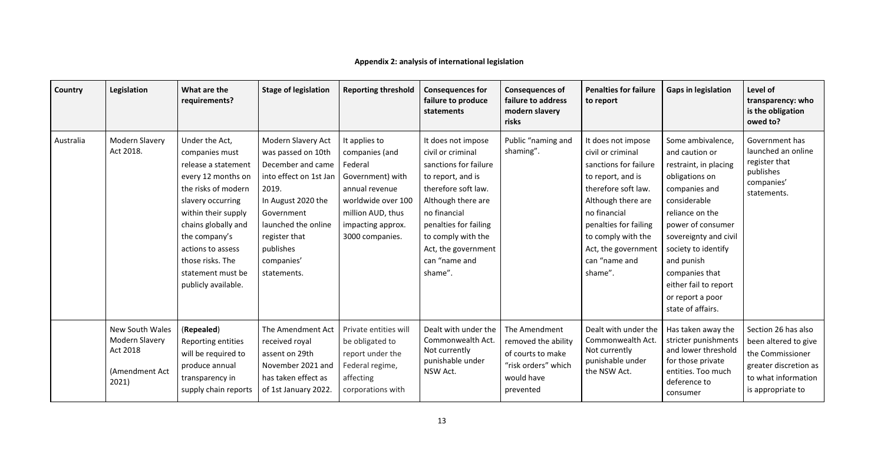**Appendix 2: analysis of international legislation**

| Country | Legislation | What are the requirements? | Stage of legislation | Reporting threshold | Consequences for failure to produce statements | Consequences of failure to address modern slavery risks | Penalties for failure to report | Gaps in legislation | Level of transparency: who is the obligation owed to? |
|---|---|---|---|---|---|---|---|---|---|
| Australia | Modern Slavery Act 2018. | Under the Act, companies must release a statement every 12 months on the risks of modern slavery occurring within their supply chains globally and the company's actions to assess those risks. The statement must be publicly available. | Modern Slavery Act was passed on 10th December and came into effect on 1st Jan 2019. In August 2020 the Government launched the online register that publishes companies' statements. | It applies to companies (and Federal Government) with annual revenue worldwide over 100 million AUD, thus impacting approx. 3000 companies. | It does not impose civil or criminal sanctions for failure to report, and is therefore soft law. Although there are no financial penalties for failing to comply with the Act, the government can "name and shame". | Public "naming and shaming". | It does not impose civil or criminal sanctions for failure to report, and is therefore soft law. Although there are no financial penalties for failing to comply with the Act, the government can "name and shame". | Some ambivalence, and caution or restraint, in placing obligations on companies and considerable reliance on the power of consumer sovereignty and civil society to identify and punish companies that either fail to report or report a poor state of affairs. | Government has launched an online register that publishes companies' statements. |
| | New South Wales Modern Slavery Act 2018 (Amendment Act 2021) | (**Repealed**) Reporting entities will be required to produce annual transparency in supply chain reports | The Amendment Act received royal assent on 29th November 2021 and has taken effect as of 1st January 2022. | Private entities will be obligated to report under the Federal regime, affecting corporations with | Dealt with under the Commonwealth Act. Not currently punishable under NSW Act. | The Amendment removed the ability of courts to make "risk orders" which would have prevented | Dealt with under the Commonwealth Act. Not currently punishable under the NSW Act. | Has taken away the stricter punishments and lower threshold for those private entities. Too much deference to consumer | Section 26 has also been altered to give the Commissioner greater discretion as to what information is appropriate to |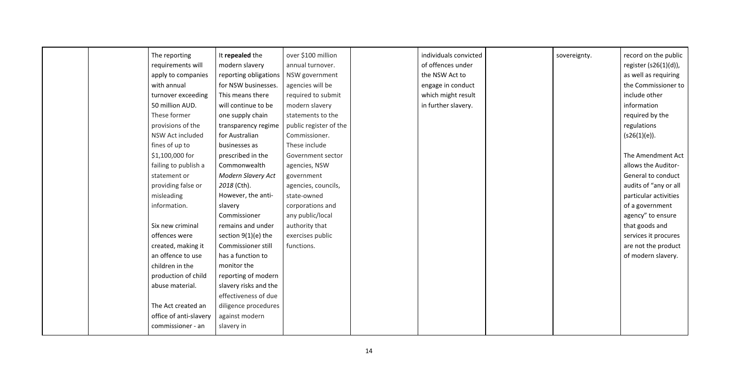| | | | | | | | | | |
|---|---|---|---|---|---|---|---|---|---|
| | | The reporting requirements will apply to companies with annual turnover exceeding 50 million AUD. These former provisions of the NSW Act included fines of up to $1,100,000 for failing to publish a statement or providing false or misleading information.<br><br>Six new criminal offences were created, making it an offence to use children in the production of child abuse material.<br><br>The Act created an office of anti-slavery commissioner - an | It **repealed** the modern slavery reporting obligations for NSW businesses. This means there will continue to be one supply chain transparency regime for Australian businesses as prescribed in the Commonwealth *Modern Slavery Act 2018* (Cth). However, the anti-slavery Commissioner remains and under section 9(1)(e) the Commissioner still has a function to monitor the reporting of modern slavery risks and the effectiveness of due diligence procedures against modern slavery in | over $100 million annual turnover. NSW government agencies will be required to submit modern slavery statements to the public register of the Commissioner. These include Government sector agencies, NSW government agencies, councils, state-owned corporations and any public/local authority that exercises public functions. | | individuals convicted of offences under the NSW Act to engage in conduct which might result in further slavery. | | sovereignty. | record on the public register (s26(1)(d)), as well as requiring the Commissioner to include other information required by the regulations (s26(1)(e)).<br><br>The Amendment Act allows the Auditor-General to conduct audits of "any or all particular activities of a government agency" to ensure that goods and services it procures are not the product of modern slavery. |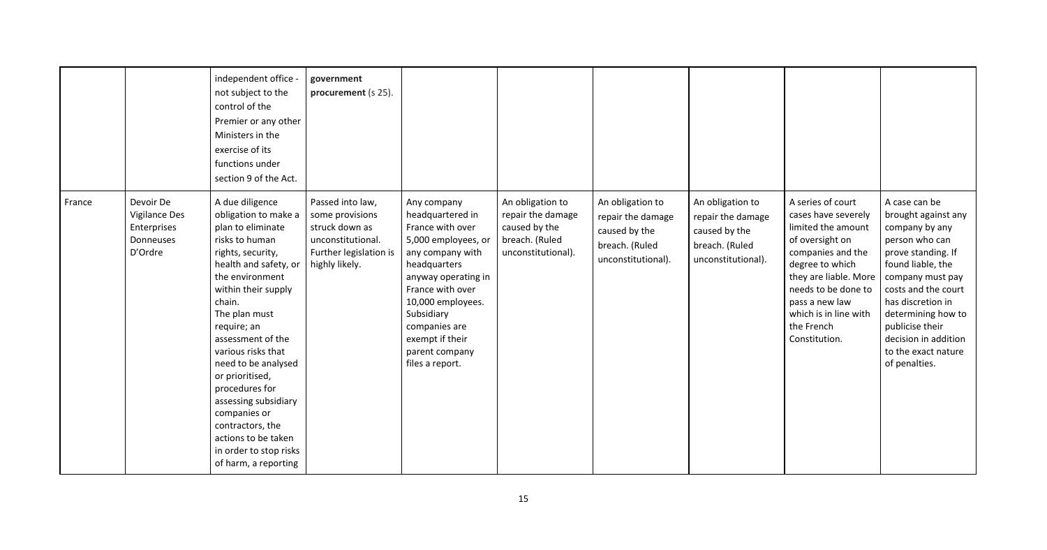| | | | | | | | | | |
|---|---|---|---|---|---|---|---|---|---|
| | | independent office - not subject to the control of the Premier or any other Ministers in the exercise of its functions under section 9 of the Act. | **government procurement** (s 25). | | | | | | |
| France | Devoir De Vigilance Des Enterprises Donneuses D'Ordre | A due diligence obligation to make a plan to eliminate risks to human rights, security, health and safety, or the environment within their supply chain. The plan must require; an assessment of the various risks that need to be analysed or prioritised, procedures for assessing subsidiary companies or contractors, the actions to be taken in order to stop risks of harm, a reporting | Passed into law, some provisions struck down as unconstitutional. Further legislation is highly likely. | Any company headquartered in France with over 5,000 employees, or any company with headquarters anyway operating in France with over 10,000 employees. Subsidiary companies are exempt if their parent company files a report. | An obligation to repair the damage caused by the breach. (Ruled unconstitutional). | An obligation to repair the damage caused by the breach. (Ruled unconstitutional). | An obligation to repair the damage caused by the breach. (Ruled unconstitutional). | A series of court cases have severely limited the amount of oversight on companies and the degree to which they are liable. More needs to be done to pass a new law which is in line with the French Constitution. | A case can be brought against any company by any person who can prove standing. If found liable, the company must pay costs and the court has discretion in determining how to publicise their decision in addition to the exact nature of penalties. |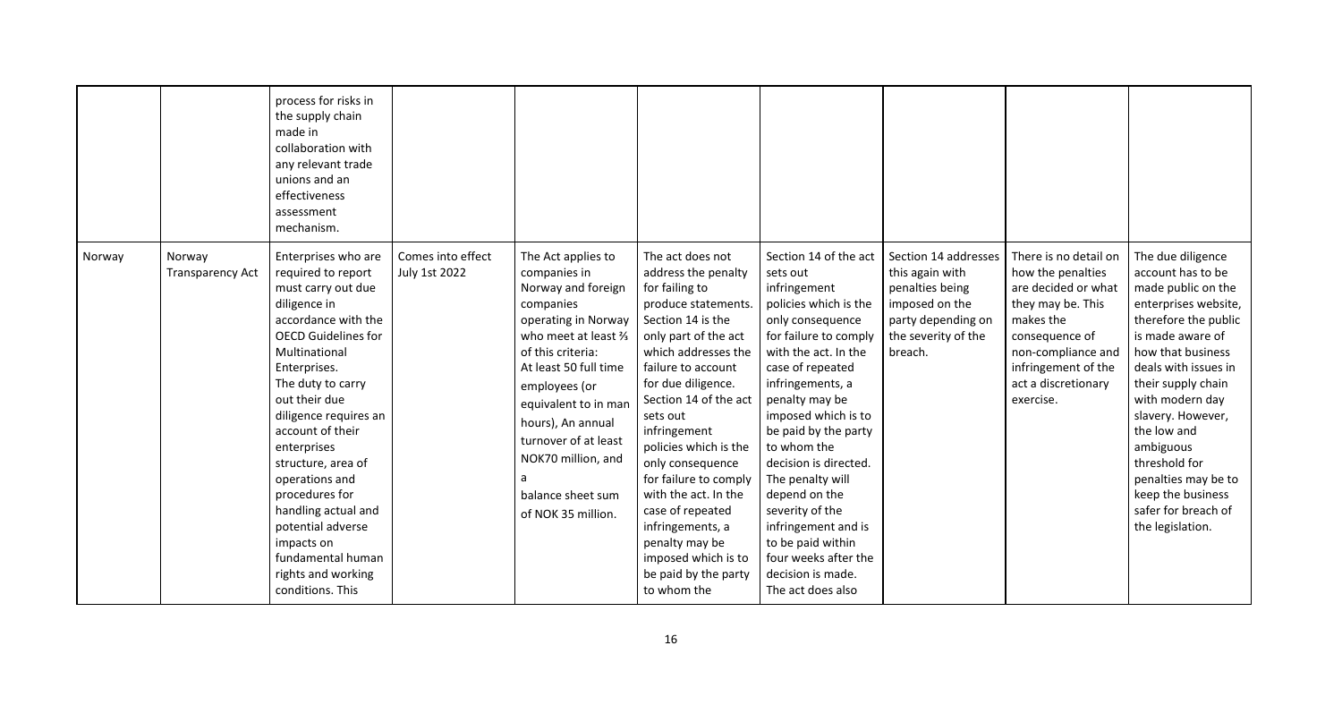| | | process for risks in the supply chain made in collaboration with any relevant trade unions and an effectiveness assessment mechanism. | | | | | | | |
|---|---|---|---|---|---|---|---|---|---|
| Norway | Norway Transparency Act | Enterprises who are required to report must carry out due diligence in accordance with the OECD Guidelines for Multinational Enterprises. The duty to carry out their due diligence requires an account of their enterprises structure, area of operations and procedures for handling actual and potential adverse impacts on fundamental human rights and working conditions. This | Comes into effect July 1st 2022 | The Act applies to companies in Norway and foreign companies operating in Norway who meet at least ⅔ of this criteria: At least 50 full time employees (or equivalent to in man hours), An annual turnover of at least NOK70 million, and a balance sheet sum of NOK 35 million. | The act does not address the penalty for failing to produce statements. Section 14 is the only part of the act which addresses the failure to account for due diligence. Section 14 of the act sets out infringement policies which is the only consequence for failure to comply with the act. In the case of repeated infringements, a penalty may be imposed which is to be paid by the party to whom the | Section 14 of the act sets out infringement policies which is the only consequence for failure to comply with the act. In the case of repeated infringements, a penalty may be imposed which is to be paid by the party to whom the decision is directed. The penalty will depend on the severity of the infringement and is to be paid within four weeks after the decision is made. The act does also | Section 14 addresses this again with penalties being imposed on the party depending on the severity of the breach. | There is no detail on how the penalties are decided or what they may be. This makes the consequence of non-compliance and infringement of the act a discretionary exercise. | The due diligence account has to be made public on the enterprises website, therefore the public is made aware of how that business deals with issues in their supply chain with modern day slavery. However, the low and ambiguous threshold for penalties may be to keep the business safer for breach of the legislation. |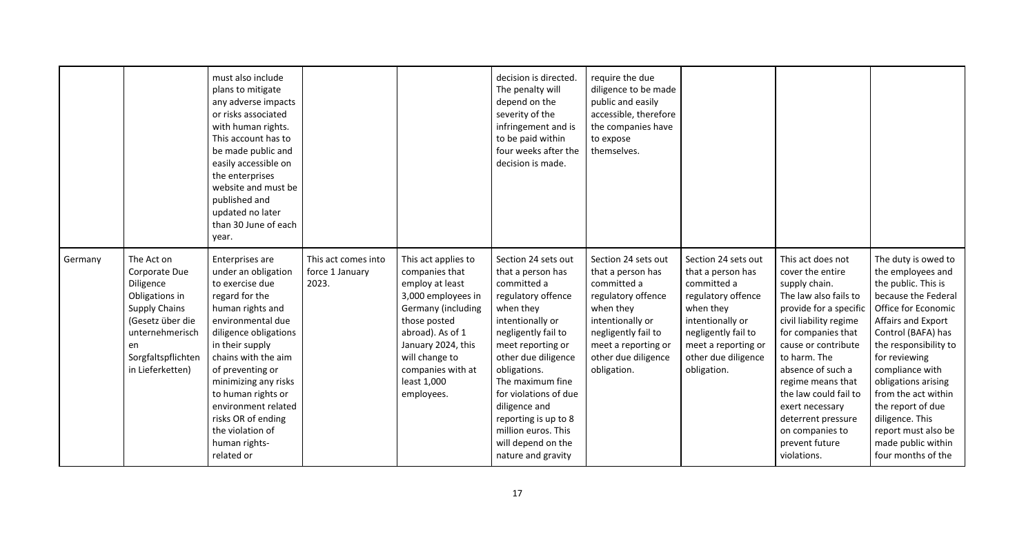| | | | | | | | | | |
|---|---|---|---|---|---|---|---|---|---|
| | | must also include plans to mitigate any adverse impacts or risks associated with human rights. This account has to be made public and easily accessible on the enterprises website and must be published and updated no later than 30 June of each year. | | | decision is directed. The penalty will depend on the severity of the infringement and is to be paid within four weeks after the decision is made. | require the due diligence to be made public and easily accessible, therefore the companies have to expose themselves. | | | |
| Germany | The Act on Corporate Due Diligence Obligations in Supply Chains (Gesetz über die unternehmerischen Sorgfaltspflichten in Lieferketten) | Enterprises are under an obligation to exercise due regard for the human rights and environmental due diligence obligations in their supply chains with the aim of preventing or minimizing any risks to human rights or environment related risks OR of ending the violation of human rights-related or | This act comes into force 1 January 2023. | This act applies to companies that employ at least 3,000 employees in Germany (including those posted abroad). As of 1 January 2024, this will change to companies with at least 1,000 employees. | Section 24 sets out that a person has committed a regulatory offence when they intentionally or negligently fail to meet reporting or other due diligence obligations. The maximum fine for violations of due diligence and reporting is up to 8 million euros. This will depend on the nature and gravity | Section 24 sets out that a person has committed a regulatory offence when they intentionally or negligently fail to meet a reporting or other due diligence obligation. | Section 24 sets out that a person has committed a regulatory offence when they intentionally or negligently fail to meet a reporting or other due diligence obligation. | This act does not cover the entire supply chain. The law also fails to provide for a specific civil liability regime for companies that cause or contribute to harm. The absence of such a regime means that the law could fail to exert necessary deterrent pressure on companies to prevent future violations. | The duty is owed to the employees and the public. This is because the Federal Office for Economic Affairs and Export Control (BAFA) has the responsibility to for reviewing compliance with obligations arising from the act within the report of due diligence. This report must also be made public within four months of the |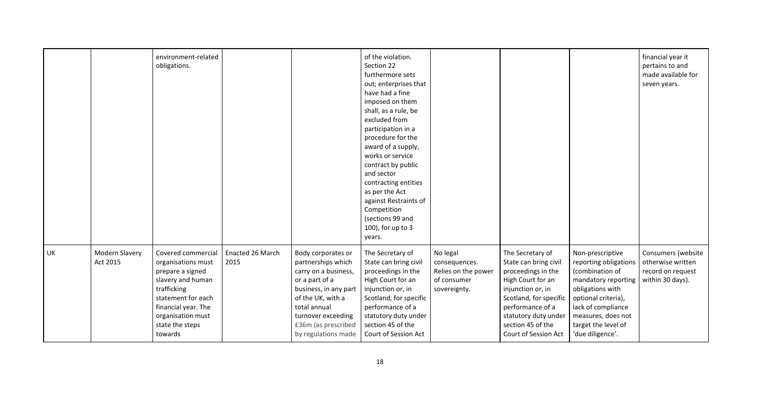|  |  |  |  |  |  |  |  |  |  |
|---|---|---|---|---|---|---|---|---|---|
|  |  | environment-related obligations. |  |  | of the violation. Section 22 furthermore sets out; enterprises that have had a fine imposed on them shall, as a rule, be excluded from participation in a procedure for the award of a supply, works or service contract by public and sector contracting entities as per the Act against Restraints of Competition (sections 99 and 100), for up to 3 years. |  |  |  | financial year it pertains to and made available for seven years. |
| UK | Modern Slavery Act 2015 | Covered commercial organisations must prepare a signed slavery and human trafficking statement for each financial year. The organisation must state the steps towards | Enacted 26 March 2015 | Body corporates or partnerships which carry on a business, or a part of a business, in any part of the UK, with a total annual turnover exceeding £36m (as prescribed by regulations made | The Secretary of State can bring civil proceedings in the High Court for an injunction or, in Scotland, for specific performance of a statutory duty under section 45 of the Court of Session Act | No legal consequences. Relies on the power of consumer sovereignty. | The Secretary of State can bring civil proceedings in the High Court for an injunction or, in Scotland, for specific performance of a statutory duty under section 45 of the Court of Session Act | Non-prescriptive reporting obligations (combination of mandatory reporting obligations with optional criteria), lack of compliance measures, does not target the level of 'due diligence'. | Consumers (website otherwise written record on request within 30 days). |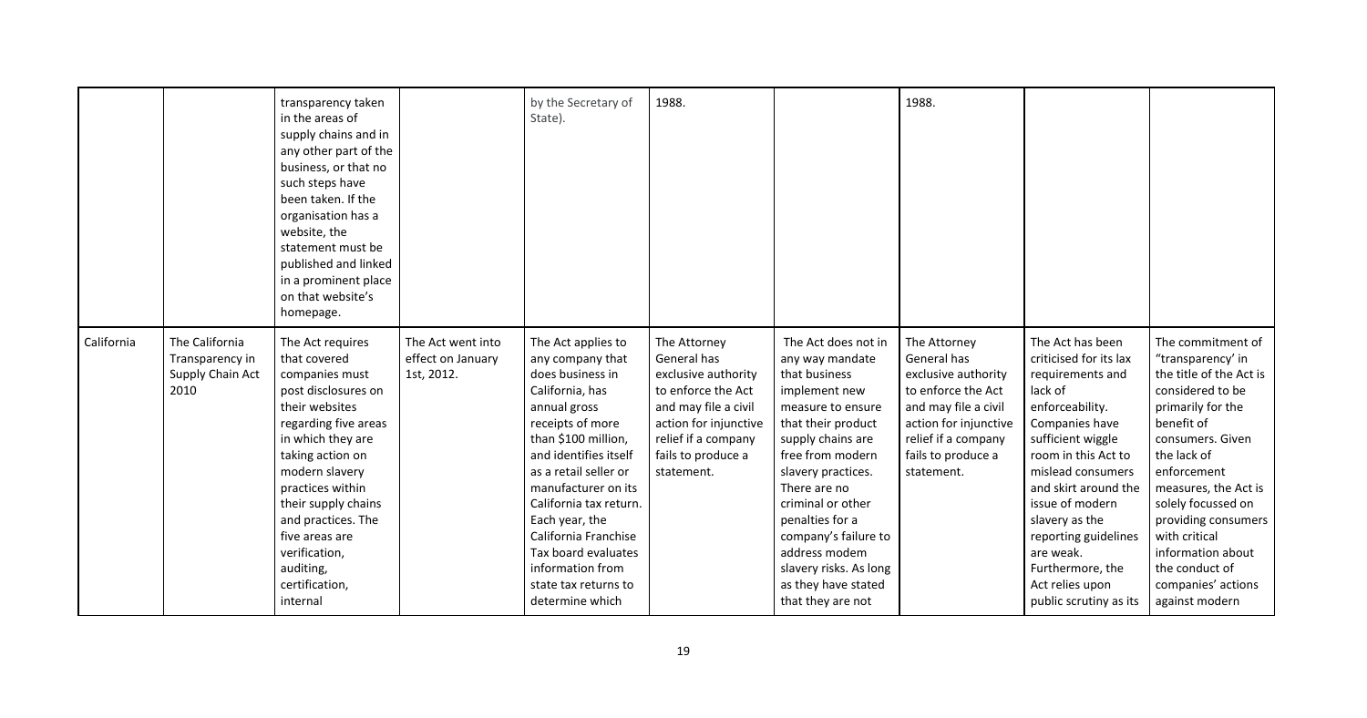| | | | | | | | | | |
|---|---|---|---|---|---|---|---|---|---|
| | | transparency taken in the areas of supply chains and in any other part of the business, or that no such steps have been taken. If the organisation has a website, the statement must be published and linked in a prominent place on that website's homepage. | | by the Secretary of State). | 1988. | | 1988. | | |
| California | The California Transparency in Supply Chain Act 2010 | The Act requires that covered companies must post disclosures on their websites regarding five areas in which they are taking action on modern slavery practices within their supply chains and practices. The five areas are verification, auditing, certification, internal | The Act went into effect on January 1st, 2012. | The Act applies to any company that does business in California, has annual gross receipts of more than \$100 million, and identifies itself as a retail seller or manufacturer on its California tax return. Each year, the California Franchise Tax board evaluates information from state tax returns to determine which | The Attorney General has exclusive authority to enforce the Act and may file a civil action for injunctive relief if a company fails to produce a statement. | The Act does not in any way mandate that business implement new measure to ensure that their product supply chains are free from modern slavery practices. There are no criminal or other penalties for a company's failure to address modem slavery risks. As long as they have stated that they are not | The Attorney General has exclusive authority to enforce the Act and may file a civil action for injunctive relief if a company fails to produce a statement. | The Act has been criticised for its lax requirements and lack of enforceability. Companies have sufficient wiggle room in this Act to mislead consumers and skirt around the issue of modern slavery as the reporting guidelines are weak. Furthermore, the Act relies upon public scrutiny as its | The commitment of "transparency' in the title of the Act is considered to be primarily for the benefit of consumers. Given the lack of enforcement measures, the Act is solely focussed on providing consumers with critical information about the conduct of companies' actions against modern |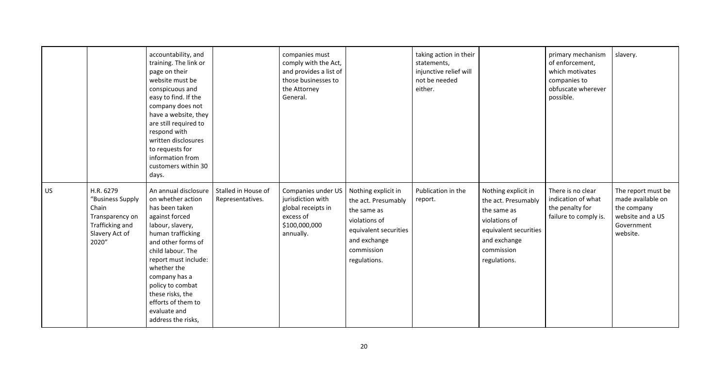| | | | | | | | | | |
|---|---|---|---|---|---|---|---|---|---|
| | | accountability, and training. The link or page on their website must be conspicuous and easy to find. If the company does not have a website, they are still required to respond with written disclosures to requests for information from customers within 30 days. | | companies must comply with the Act, and provides a list of those businesses to the Attorney General. | | taking action in their statements, injunctive relief will not be needed either. | | primary mechanism of enforcement, which motivates companies to obfuscate wherever possible. | slavery. |
| US | H.R. 6279 "Business Supply Chain Transparency on Trafficking and Slavery Act of 2020" | An annual disclosure on whether action has been taken against forced labour, slavery, human trafficking and other forms of child labour. The report must include: whether the company has a policy to combat these risks, the efforts of them to evaluate and address the risks, | Stalled in House of Representatives. | Companies under US jurisdiction with global receipts in excess of $100,000,000 annually. | Nothing explicit in the act. Presumably the same as violations of equivalent securities and exchange commission regulations. | Publication in the report. | Nothing explicit in the act. Presumably the same as violations of equivalent securities and exchange commission regulations. | There is no clear indication of what the penalty for failure to comply is. | The report must be made available on the company website and a US Government website. |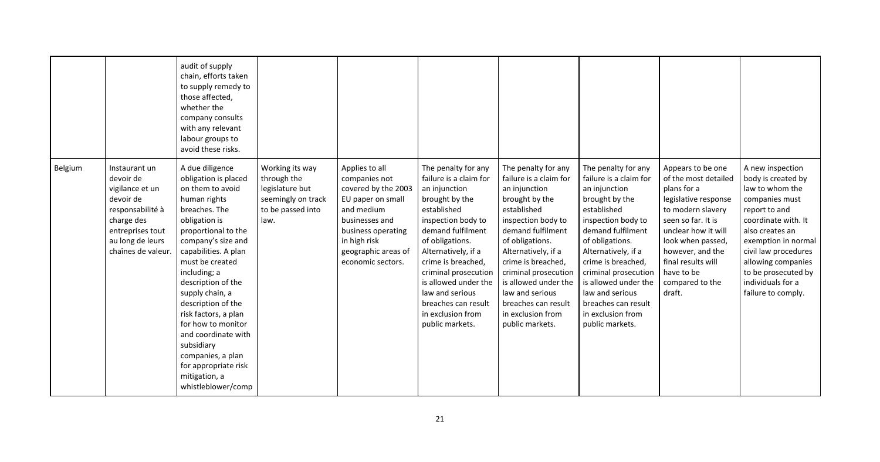| | | | | | | | | | |
|---|---|---|---|---|---|---|---|---|---|
| | | audit of supply chain, efforts taken to supply remedy to those affected, whether the company consults with any relevant labour groups to avoid these risks. | | | | | | | |
| Belgium | Instaurant un devoir de vigilance et un devoir de responsabilité à charge des entreprises tout au long de leurs chaînes de valeur. | A due diligence obligation is placed on them to avoid human rights breaches. The obligation is proportional to the company's size and capabilities. A plan must be created including; a description of the supply chain, a description of the risk factors, a plan for how to monitor and coordinate with subsidiary companies, a plan for appropriate risk mitigation, a whistleblower/comp | Working its way through the legislature but seemingly on track to be passed into law. | Applies to all companies not covered by the 2003 EU paper on small and medium businesses and business operating in high risk geographic areas of economic sectors. | The penalty for any failure is a claim for an injunction brought by the established inspection body to demand fulfilment of obligations. Alternatively, if a crime is breached, criminal prosecution is allowed under the law and serious breaches can result in exclusion from public markets. | The penalty for any failure is a claim for an injunction brought by the established inspection body to demand fulfilment of obligations. Alternatively, if a crime is breached, criminal prosecution is allowed under the law and serious breaches can result in exclusion from public markets. | The penalty for any failure is a claim for an injunction brought by the established inspection body to demand fulfilment of obligations. Alternatively, if a crime is breached, criminal prosecution is allowed under the law and serious breaches can result in exclusion from public markets. | Appears to be one of the most detailed plans for a legislative response to modern slavery seen so far. It is unclear how it will look when passed, however, and the final results will have to be compared to the draft. | A new inspection body is created by law to whom the companies must report to and coordinate with. It also creates an exemption in normal civil law procedures allowing companies to be prosecuted by individuals for a failure to comply. |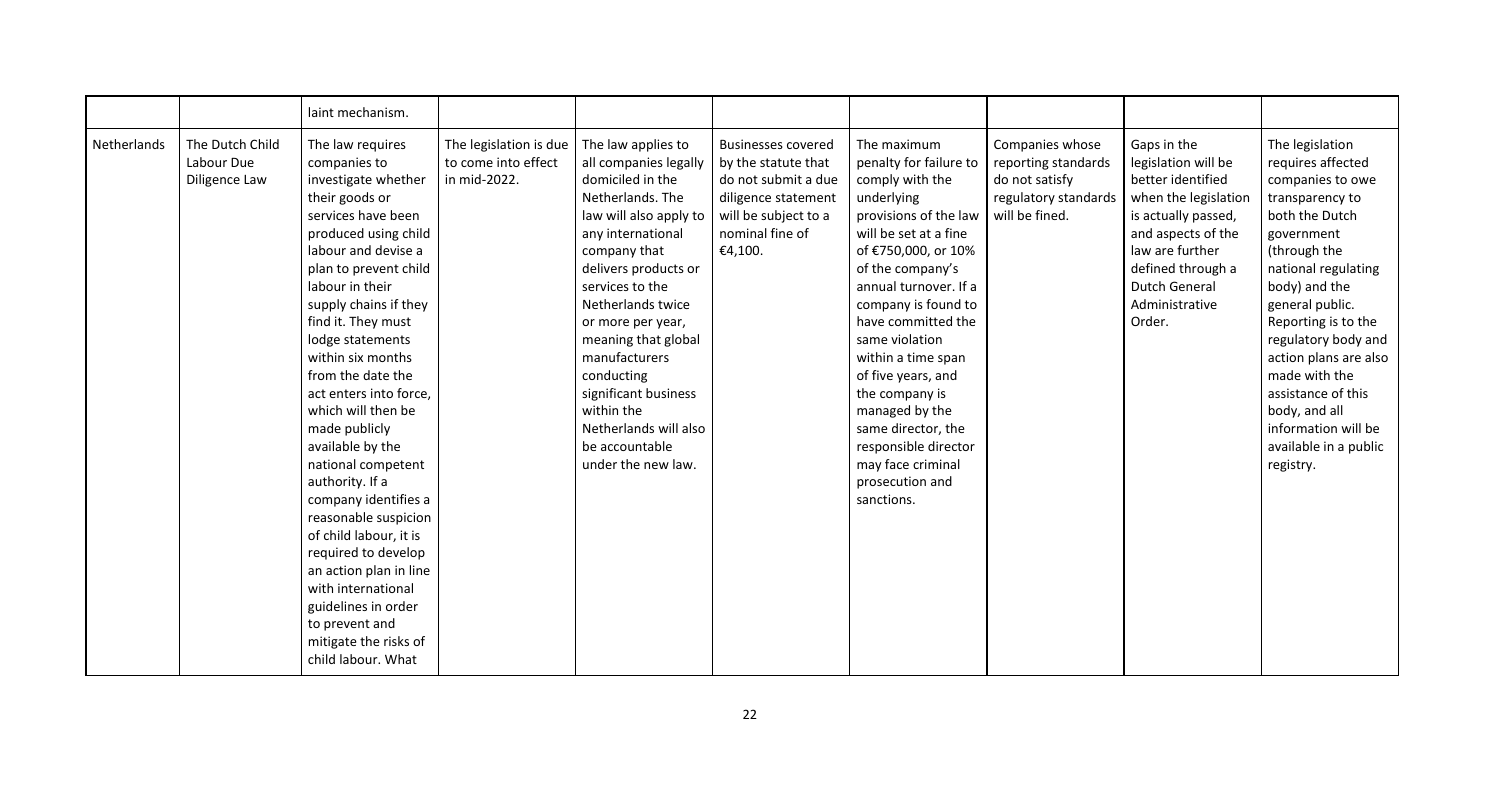| | | laint mechanism. | | | | | | | |
|---|---|---|---|---|---|---|---|---|---|
| Netherlands | The Dutch Child Labour Due Diligence Law | The law requires companies to investigate whether their goods or services have been produced using child labour and devise a plan to prevent child labour in their supply chains if they find it. They must lodge statements within six months from the date the act enters into force, which will then be made publicly available by the national competent authority. If a company identifies a reasonable suspicion of child labour, it is required to develop an action plan in line with international guidelines in order to prevent and mitigate the risks of child labour. What | The legislation is due to come into effect in mid-2022. | The law applies to all companies legally domiciled in the Netherlands. The law will also apply to any international company that delivers products or services to the Netherlands twice or more per year, meaning that global manufacturers conducting significant business within the Netherlands will also be accountable under the new law. | Businesses covered by the statute that do not submit a due diligence statement will be subject to a nominal fine of €4,100. | The maximum penalty for failure to comply with the underlying provisions of the law will be set at a fine of €750,000, or 10% of the company's annual turnover. If a company is found to have committed the same violation within a time span of five years, and the company is managed by the same director, the responsible director may face criminal prosecution and sanctions. | Companies whose reporting standards do not satisfy regulatory standards will be fined. | Gaps in the legislation will be better identified when the legislation is actually passed, and aspects of the law are further defined through a Dutch General Administrative Order. | The legislation requires affected companies to owe transparency to both the Dutch government (through the national regulating body) and the general public. Reporting is to the regulatory body and action plans are also made with the assistance of this body, and all information will be available in a public registry. |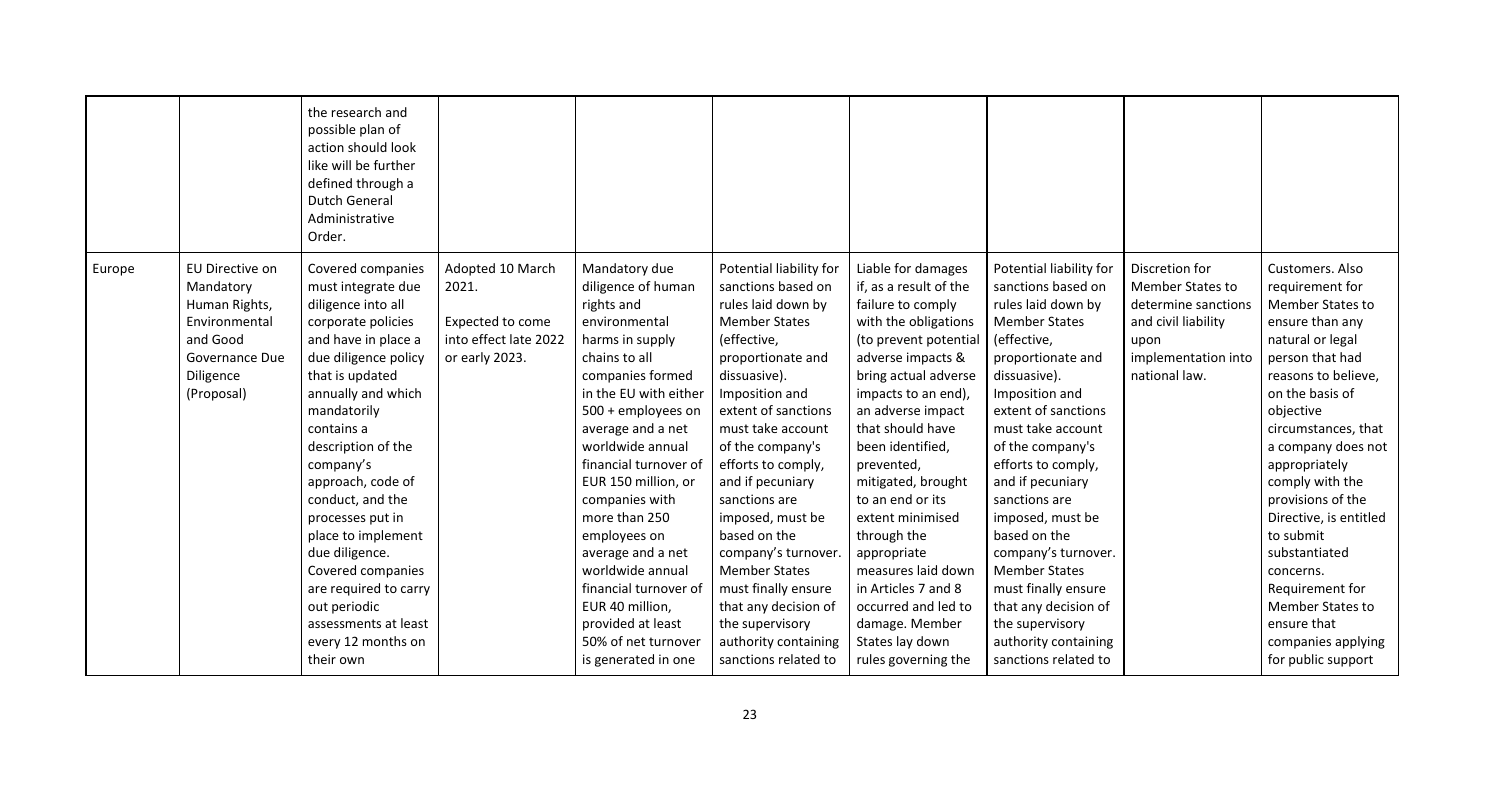| | | | | | | | | | |
|---|---|---|---|---|---|---|---|---|---|
| | | the research and possible plan of action should look like will be further defined through a Dutch General Administrative Order. | | | | | | | |
| Europe | EU Directive on Mandatory Human Rights, Environmental and Good Governance Due Diligence (Proposal) | Covered companies must integrate due diligence into all corporate policies and have in place a due diligence policy that is updated annually and which mandatorily contains a description of the company's approach, code of conduct, and the processes put in place to implement due diligence. Covered companies are required to carry out periodic assessments at least every 12 months on their own | Adopted 10 March 2021. Expected to come into effect late 2022 or early 2023. | Mandatory due diligence of human rights and environmental harms in supply chains to all companies formed in the EU with either 500 + employees on average and a net worldwide annual financial turnover of EUR 150 million, or companies with more than 250 employees on average and a net worldwide annual financial turnover of EUR 40 million, provided at least 50% of net turnover is generated in one | Potential liability for sanctions based on rules laid down by Member States (effective, proportionate and dissuasive). Imposition and extent of sanctions must take account of the company's efforts to comply, and if pecuniary sanctions are imposed, must be based on the company's turnover. Member States must finally ensure that any decision of the supervisory authority containing sanctions related to | Liable for damages if, as a result of the failure to comply with the obligations (to prevent potential adverse impacts & bring actual adverse impacts to an end), an adverse impact that should have been identified, prevented, mitigated, brought to an end or its extent minimised through the appropriate measures laid down in Articles 7 and 8 occurred and led to damage. Member States lay down rules governing the | Potential liability for sanctions based on rules laid down by Member States (effective, proportionate and dissuasive). Imposition and extent of sanctions must take account of the company's efforts to comply, and if pecuniary sanctions are imposed, must be based on the company's turnover. Member States must finally ensure that any decision of the supervisory authority containing sanctions related to | Discretion for Member States to determine sanctions and civil liability upon implementation into national law. | Customers. Also requirement for Member States to ensure than any natural or legal person that had reasons to believe, on the basis of objective circumstances, that a company does not appropriately comply with the provisions of the Directive, is entitled to submit substantiated concerns. Requirement for Member States to ensure that companies applying for public support |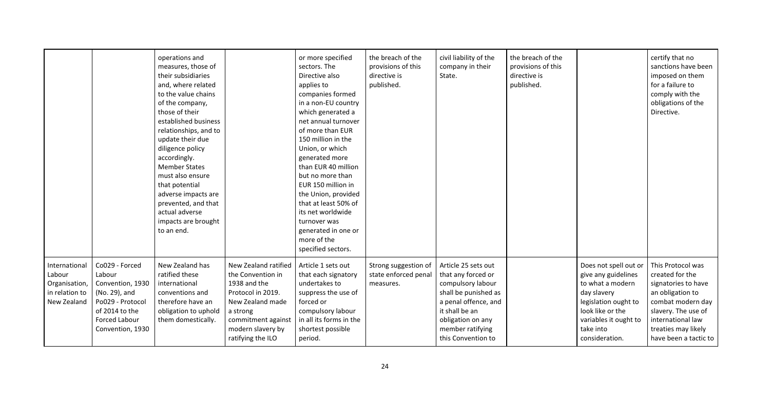|  |  |  |  |  |  |  |  |  |  |
|---|---|---|---|---|---|---|---|---|---|
|  |  | operations and measures, those of their subsidiaries and, where related to the value chains of the company, those of their established business relationships, and to update their due diligence policy accordingly. Member States must also ensure that potential adverse impacts are prevented, and that actual adverse impacts are brought to an end. |  | or more specified sectors. The Directive also applies to companies formed in a non-EU country which generated a net annual turnover of more than EUR 150 million in the Union, or which generated more than EUR 40 million but no more than EUR 150 million in the Union, provided that at least 50% of its net worldwide turnover was generated in one or more of the specified sectors. | the breach of the provisions of this directive is published. | civil liability of the company in their State. | the breach of the provisions of this directive is published. |  | certify that no sanctions have been imposed on them for a failure to comply with the obligations of the Directive. |
| International Labour Organisation, in relation to New Zealand | Co029 - Forced Labour Convention, 1930 (No. 29), and Po029 - Protocol of 2014 to the Forced Labour Convention, 1930 | New Zealand has ratified these international conventions and therefore have an obligation to uphold them domestically. | New Zealand ratified the Convention in 1938 and the Protocol in 2019. New Zealand made a strong commitment against modern slavery by ratifying the ILO | Article 1 sets out that each signatory undertakes to suppress the use of forced or compulsory labour in all its forms in the shortest possible period. | Strong suggestion of state enforced penal measures. | Article 25 sets out that any forced or compulsory labour shall be punished as a penal offence, and it shall be an obligation on any member ratifying this Convention to |  | Does not spell out or give any guidelines to what a modern day slavery legislation ought to look like or the variables it ought to take into consideration. | This Protocol was created for the signatories to have an obligation to combat modern day slavery. The use of international law treaties may likely have been a tactic to |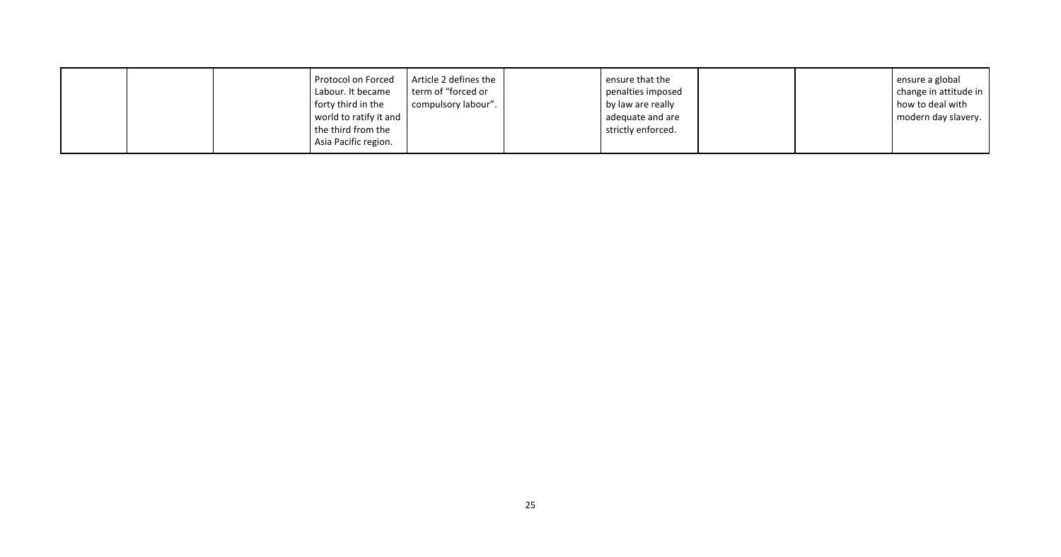| | | | | | | | | | |
|---|---|---|---|---|---|---|---|---|---|
| | | | Protocol on Forced Labour. It became forty third in the world to ratify it and the third from the Asia Pacific region. | Article 2 defines the term of "forced or compulsory labour". | | ensure that the penalties imposed by law are really adequate and are strictly enforced. | | | ensure a global change in attitude in how to deal with modern day slavery. |